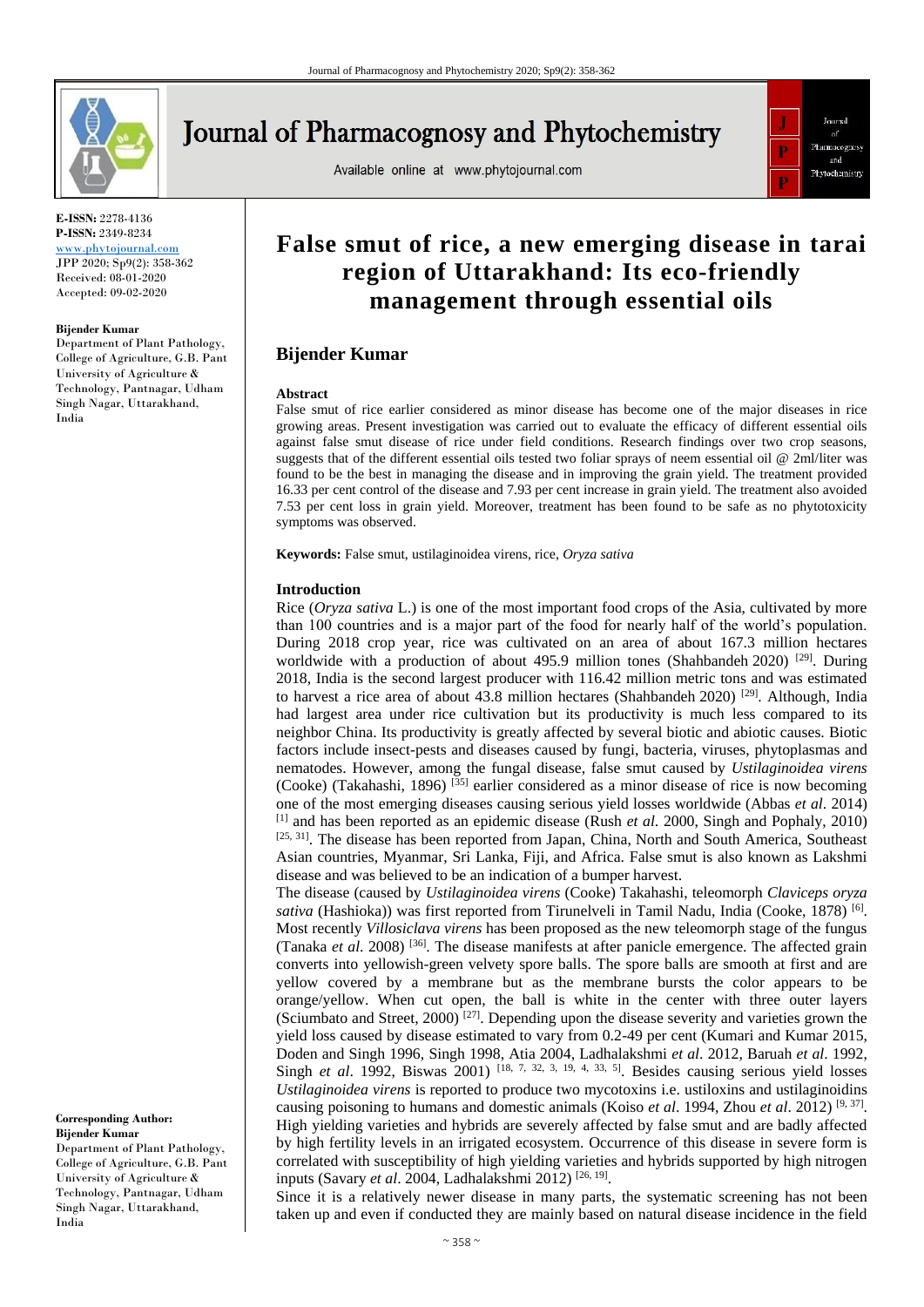E-ISSN: 2278-4136
P-ISSN: 2349-8234
www.phytojournal.com
JPP 2020; Sp9(2): 358-362
Received: 08-01-2020
Accepted: 09-02-2020

**Bijender Kumar**
Department of Plant Pathology, College of Agriculture, G.B. Pant University of Agriculture & Technology, Pantnagar, Udham Singh Nagar, Uttarakhand, India

**Corresponding Author:**
**Bijender Kumar**
Department of Plant Pathology, College of Agriculture, G.B. Pant University of Agriculture & Technology, Pantnagar, Udham Singh Nagar, Uttarakhand, India

# False smut of rice, a new emerging disease in tarai region of Uttarakhand: Its eco-friendly management through essential oils

## Bijender Kumar

### Abstract

False smut of rice earlier considered as minor disease has become one of the major diseases in rice growing areas. Present investigation was carried out to evaluate the efficacy of different essential oils against false smut disease of rice under field conditions. Research findings over two crop seasons, suggests that of the different essential oils tested two foliar sprays of neem essential oil @ 2ml/liter was found to be the best in managing the disease and in improving the grain yield. The treatment provided 16.33 per cent control of the disease and 7.93 per cent increase in grain yield. The treatment also avoided 7.53 per cent loss in grain yield. Moreover, treatment has been found to be safe as no phytotoxicity symptoms was observed.

**Keywords:** False smut, ustilaginoidea virens, rice, *Oryza sativa*

### Introduction

Rice (*Oryza sativa* L.) is one of the most important food crops of the Asia, cultivated by more than 100 countries and is a major part of the food for nearly half of the world's population. During 2018 crop year, rice was cultivated on an area of about 167.3 million hectares worldwide with a production of about 495.9 million tones (Shahbandeh 2020) [29]. During 2018, India is the second largest producer with 116.42 million metric tons and was estimated to harvest a rice area of about 43.8 million hectares (Shahbandeh 2020) [29]. Although, India had largest area under rice cultivation but its productivity is much less compared to its neighbor China. Its productivity is greatly affected by several biotic and abiotic causes. Biotic factors include insect-pests and diseases caused by fungi, bacteria, viruses, phytoplasmas and nematodes. However, among the fungal disease, false smut caused by *Ustilaginoidea virens* (Cooke) (Takahashi, 1896) [35] earlier considered as a minor disease of rice is now becoming one of the most emerging diseases causing serious yield losses worldwide (Abbas *et al*. 2014) [1] and has been reported as an epidemic disease (Rush *et al.* 2000, Singh and Pophaly, 2010) [25, 31]. The disease has been reported from Japan, China, North and South America, Southeast Asian countries, Myanmar, Sri Lanka, Fiji, and Africa. False smut is also known as Lakshmi disease and was believed to be an indication of a bumper harvest.

The disease (caused by *Ustilaginoidea virens* (Cooke) Takahashi, teleomorph *Claviceps oryza sativa* (Hashioka)) was first reported from Tirunelveli in Tamil Nadu, India (Cooke, 1878) [6]. Most recently *Villosiclava virens* has been proposed as the new teleomorph stage of the fungus (Tanaka *et al*. 2008) [36]. The disease manifests at after panicle emergence. The affected grain converts into yellowish-green velvety spore balls. The spore balls are smooth at first and are yellow covered by a membrane but as the membrane bursts the color appears to be orange/yellow. When cut open, the ball is white in the center with three outer layers (Sciumbato and Street, 2000) [27]. Depending upon the disease severity and varieties grown the yield loss caused by disease estimated to vary from 0.2-49 per cent (Kumari and Kumar 2015, Doden and Singh 1996, Singh 1998, Atia 2004, Ladhalakshmi *et al*. 2012, Baruah *et al*. 1992, Singh *et al*. 1992, Biswas 2001) [18, 7, 32, 3, 19, 4, 33, 5]. Besides causing serious yield losses *Ustilaginoidea virens* is reported to produce two mycotoxins i.e. ustiloxins and ustilaginoidins causing poisoning to humans and domestic animals (Koiso *et al*. 1994, Zhou *et al*. 2012) [9, 37]. High yielding varieties and hybrids are severely affected by false smut and are badly affected by high fertility levels in an irrigated ecosystem. Occurrence of this disease in severe form is correlated with susceptibility of high yielding varieties and hybrids supported by high nitrogen inputs (Savary *et al*. 2004, Ladhalakshmi 2012) [26, 19].

Since it is a relatively newer disease in many parts, the systematic screening has not been taken up and even if conducted they are mainly based on natural disease incidence in the field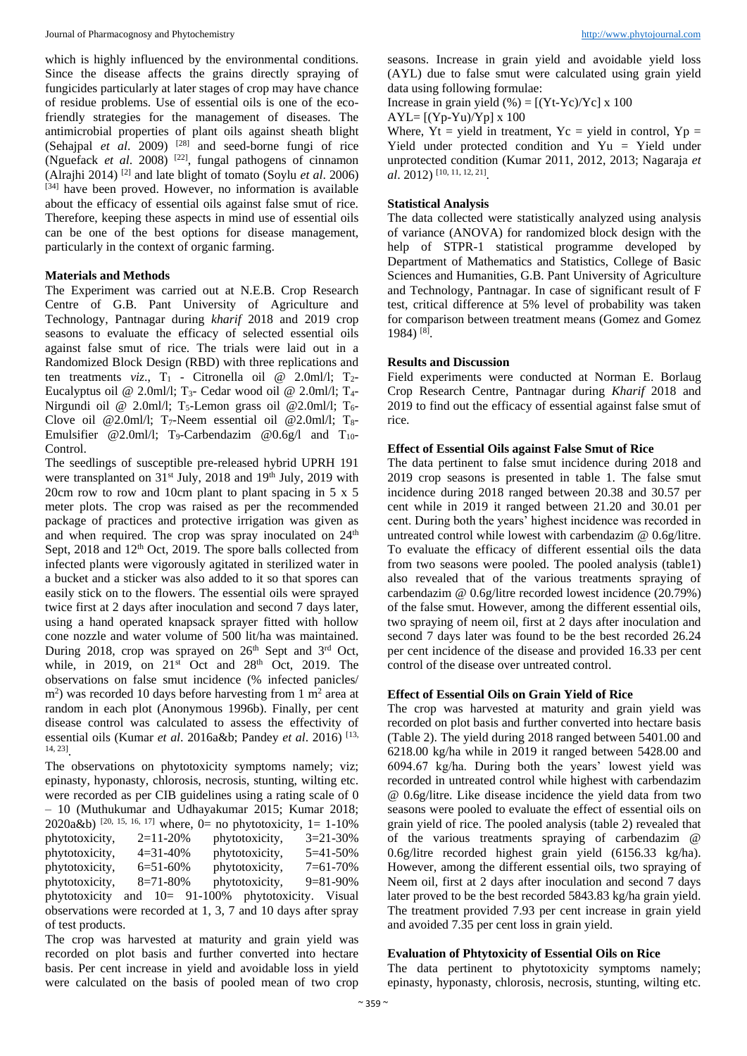which is highly influenced by the environmental conditions. Since the disease affects the grains directly spraying of fungicides particularly at later stages of crop may have chance of residue problems. Use of essential oils is one of the eco-friendly strategies for the management of diseases. The antimicrobial properties of plant oils against sheath blight (Sehajpal *et al*. 2009) [28] and seed-borne fungi of rice (Nguefack *et al*. 2008) [22], fungal pathogens of cinnamon (Alrajhi 2014) [2] and late blight of tomato (Soylu *et al*. 2006) [34] have been proved. However, no information is available about the efficacy of essential oils against false smut of rice. Therefore, keeping these aspects in mind use of essential oils can be one of the best options for disease management, particularly in the context of organic farming.

## Materials and Methods

The Experiment was carried out at N.E.B. Crop Research Centre of G.B. Pant University of Agriculture and Technology, Pantnagar during *kharif* 2018 and 2019 crop seasons to evaluate the efficacy of selected essential oils against false smut of rice. The trials were laid out in a Randomized Block Design (RBD) with three replications and ten treatments *viz*., $T_1$ - Citronella oil @ 2.0ml/l; $T_2$- Eucalyptus oil @ 2.0ml/l; $T_3$- Cedar wood oil @ 2.0ml/l; $T_4$- Nirgundi oil @ 2.0ml/l; $T_5$-Lemon grass oil @2.0ml/l; $T_6$- Clove oil @2.0ml/l; $T_7$-Neem essential oil @2.0ml/l; $T_8$- Emulsifier @2.0ml/l; $T_9$-Carbendazim @0.6g/l and $T_{10}$- Control.

The seedlings of susceptible pre-released hybrid UPRH 191 were transplanted on 31st July, 2018 and 19th July, 2019 with 20cm row to row and 10cm plant to plant spacing in 5 x 5 meter plots. The crop was raised as per the recommended package of practices and protective irrigation was given as and when required. The crop was spray inoculated on 24th Sept, 2018 and 12th Oct, 2019. The spore balls collected from infected plants were vigorously agitated in sterilized water in a bucket and a sticker was also added to it so that spores can easily stick on to the flowers. The essential oils were sprayed twice first at 2 days after inoculation and second 7 days later, using a hand operated knapsack sprayer fitted with hollow cone nozzle and water volume of 500 lit/ha was maintained. During 2018, crop was sprayed on 26th Sept and 3rd Oct, while, in 2019, on 21st Oct and 28th Oct, 2019. The observations on false smut incidence (% infected panicles/ $m^2$) was recorded 10 days before harvesting from 1 $m^2$ area at random in each plot (Anonymous 1996b). Finally, per cent disease control was calculated to assess the effectivity of essential oils (Kumar *et al*. 2016a&b; Pandey *et al*. 2016) [13, 14, 23].

The observations on phytotoxicity symptoms namely; viz; epinasty, hyponasty, chlorosis, necrosis, stunting, wilting etc. were recorded as per CIB guidelines using a rating scale of 0 – 10 (Muthukumar and Udhayakumar 2015; Kumar 2018; 2020a&b) [20, 15, 16, 17] where, 0= no phytotoxicity, 1= 1-10% phytotoxicity, 2=11-20% phytotoxicity, 3=21-30% phytotoxicity, 4=31-40% phytotoxicity, 5=41-50% phytotoxicity, 6=51-60% phytotoxicity, 7=61-70% phytotoxicity, 8=71-80% phytotoxicity, 9=81-90% phytotoxicity and 10= 91-100% phytotoxicity. Visual observations were recorded at 1, 3, 7 and 10 days after spray of test products.

The crop was harvested at maturity and grain yield was recorded on plot basis and further converted into hectare basis. Per cent increase in yield and avoidable loss in yield were calculated on the basis of pooled mean of two crop seasons. Increase in grain yield and avoidable yield loss (AYL) due to false smut were calculated using grain yield data using following formulae:

Increase in grain yield (%) = $[(Yt-Yc)/Yc] \times 100$

AYL= $[(Yp-Yu)/Yp] \times 100$

Where, Yt = yield in treatment, Yc = yield in control, Yp = Yield under protected condition and Yu = Yield under unprotected condition (Kumar 2011, 2012, 2013; Nagaraja *et al*. 2012) [10, 11, 12, 21].

## Statistical Analysis

The data collected were statistically analyzed using analysis of variance (ANOVA) for randomized block design with the help of STPR-1 statistical programme developed by Department of Mathematics and Statistics, College of Basic Sciences and Humanities, G.B. Pant University of Agriculture and Technology, Pantnagar. In case of significant result of F test, critical difference at 5% level of probability was taken for comparison between treatment means (Gomez and Gomez 1984) [8].

## Results and Discussion

Field experiments were conducted at Norman E. Borlaug Crop Research Centre, Pantnagar during *Kharif* 2018 and 2019 to find out the efficacy of essential against false smut of rice.

### Effect of Essential Oils against False Smut of Rice

The data pertinent to false smut incidence during 2018 and 2019 crop seasons is presented in table 1. The false smut incidence during 2018 ranged between 20.38 and 30.57 per cent while in 2019 it ranged between 21.20 and 30.01 per cent. During both the years' highest incidence was recorded in untreated control while lowest with carbendazim @ 0.6g/litre. To evaluate the efficacy of different essential oils the data from two seasons were pooled. The pooled analysis (table1) also revealed that of the various treatments spraying of carbendazim @ 0.6g/litre recorded lowest incidence (20.79%) of the false smut. However, among the different essential oils, two spraying of neem oil, first at 2 days after inoculation and second 7 days later was found to be the best recorded 26.24 per cent incidence of the disease and provided 16.33 per cent control of the disease over untreated control.

### Effect of Essential Oils on Grain Yield of Rice

The crop was harvested at maturity and grain yield was recorded on plot basis and further converted into hectare basis (Table 2). The yield during 2018 ranged between 5401.00 and 6218.00 kg/ha while in 2019 it ranged between 5428.00 and 6094.67 kg/ha. During both the years' lowest yield was recorded in untreated control while highest with carbendazim @ 0.6g/litre. Like disease incidence the yield data from two seasons were pooled to evaluate the effect of essential oils on grain yield of rice. The pooled analysis (table 2) revealed that of the various treatments spraying of carbendazim @ 0.6g/litre recorded highest grain yield (6156.33 kg/ha). However, among the different essential oils, two spraying of Neem oil, first at 2 days after inoculation and second 7 days later proved to be the best recorded 5843.83 kg/ha grain yield. The treatment provided 7.93 per cent increase in grain yield and avoided 7.35 per cent loss in grain yield.

### Evaluation of Phtytoxicity of Essential Oils on Rice

The data pertinent to phytotoxicity symptoms namely; epinasty, hyponasty, chlorosis, necrosis, stunting, wilting etc.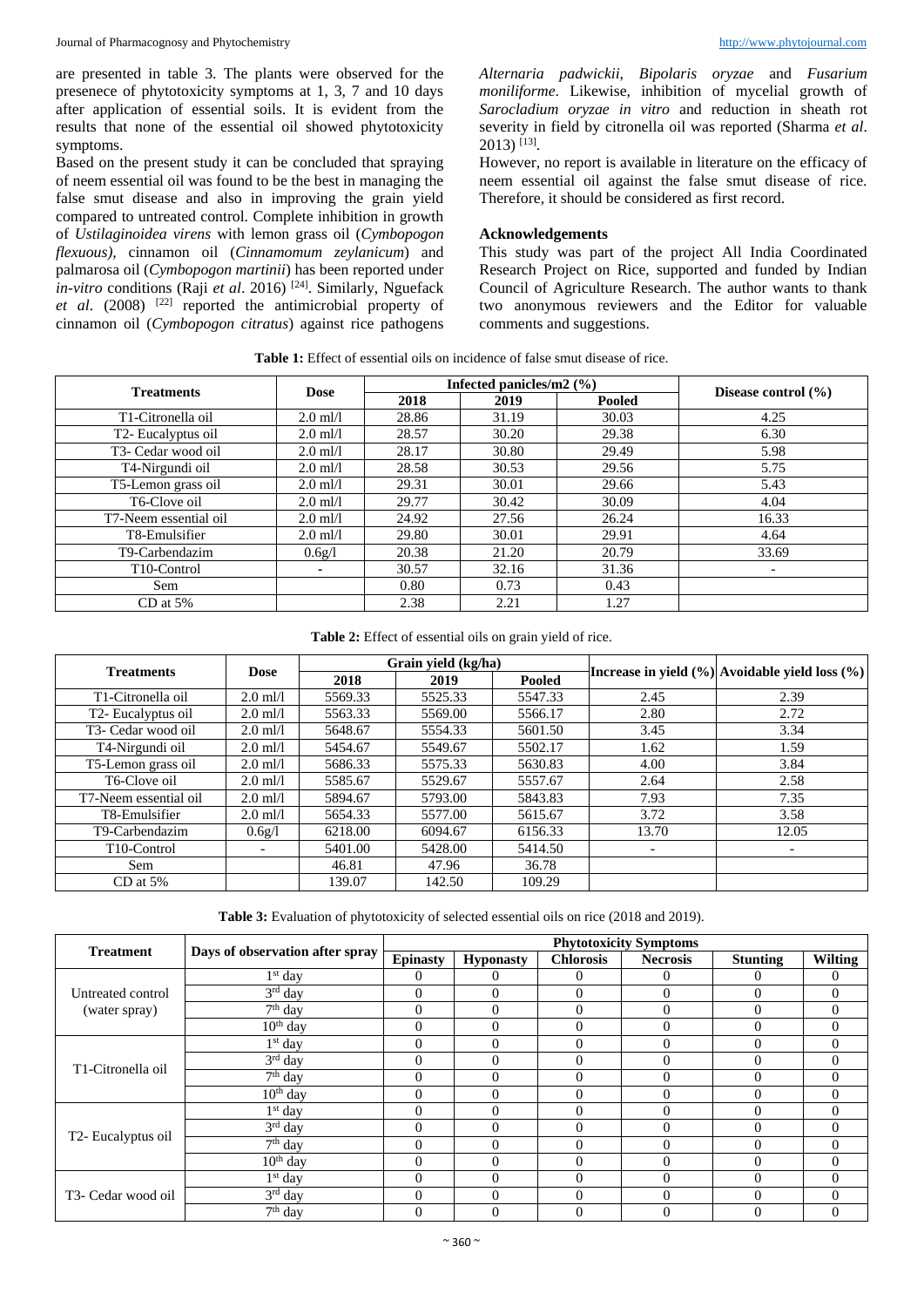are presented in table 3. The plants were observed for the presenece of phytotoxicity symptoms at 1, 3, 7 and 10 days after application of essential soils. It is evident from the results that none of the essential oil showed phytotoxicity symptoms.

Based on the present study it can be concluded that spraying of neem essential oil was found to be the best in managing the false smut disease and also in improving the grain yield compared to untreated control. Complete inhibition in growth of *Ustilaginoidea virens* with lemon grass oil (*Cymbopogon flexuous)*, cinnamon oil (*Cinnamomum zeylanicum*) and palmarosa oil (*Cymbopogon martinii*) has been reported under *in-vitro* conditions (Raji *et al*. 2016) [24]. Similarly, Nguefack *et al*. (2008) [22] reported the antimicrobial property of cinnamon oil (*Cymbopogon citratus*) against rice pathogens *Alternaria padwickii*, *Bipolaris oryzae* and *Fusarium moniliforme*. Likewise, inhibition of mycelial growth of *Sarocladium oryzae in vitro* and reduction in sheath rot severity in field by citronella oil was reported (Sharma *et al*. 2013) [13].

However, no report is available in literature on the efficacy of neem essential oil against the false smut disease of rice. Therefore, it should be considered as first record.

## Acknowledgements

This study was part of the project All India Coordinated Research Project on Rice, supported and funded by Indian Council of Agriculture Research. The author wants to thank two anonymous reviewers and the Editor for valuable comments and suggestions.

**Table 1:** Effect of essential oils on incidence of false smut disease of rice.

| Treatments | Dose | Infected panicles/m2 (%) | | | Disease control (%) |
|---|---|---|---|---|---|
| | | 2018 | 2019 | Pooled | |
| T1-Citronella oil | 2.0 ml/l | 28.86 | 31.19 | 30.03 | 4.25 |
| T2- Eucalyptus oil | 2.0 ml/l | 28.57 | 30.20 | 29.38 | 6.30 |
| T3- Cedar wood oil | 2.0 ml/l | 28.17 | 30.80 | 29.49 | 5.98 |
| T4-Nirgundi oil | 2.0 ml/l | 28.58 | 30.53 | 29.56 | 5.75 |
| T5-Lemon grass oil | 2.0 ml/l | 29.31 | 30.01 | 29.66 | 5.43 |
| T6-Clove oil | 2.0 ml/l | 29.77 | 30.42 | 30.09 | 4.04 |
| T7-Neem essential oil | 2.0 ml/l | 24.92 | 27.56 | 26.24 | 16.33 |
| T8-Emulsifier | 2.0 ml/l | 29.80 | 30.01 | 29.91 | 4.64 |
| T9-Carbendazim | 0.6g/l | 20.38 | 21.20 | 20.79 | 33.69 |
| T10-Control | - | 30.57 | 32.16 | 31.36 | - |
| Sem | | 0.80 | 0.73 | 0.43 | |
| CD at 5% | | 2.38 | 2.21 | 1.27 | |

**Table 2:** Effect of essential oils on grain yield of rice.

| Treatments | Dose | Grain yield (kg/ha) | | | Increase in yield (%) | Avoidable yield loss (%) |
|---|---|---|---|---|---|---|
| | | 2018 | 2019 | Pooled | | |
| T1-Citronella oil | 2.0 ml/l | 5569.33 | 5525.33 | 5547.33 | 2.45 | 2.39 |
| T2- Eucalyptus oil | 2.0 ml/l | 5563.33 | 5569.00 | 5566.17 | 2.80 | 2.72 |
| T3- Cedar wood oil | 2.0 ml/l | 5648.67 | 5554.33 | 5601.50 | 3.45 | 3.34 |
| T4-Nirgundi oil | 2.0 ml/l | 5454.67 | 5549.67 | 5502.17 | 1.62 | 1.59 |
| T5-Lemon grass oil | 2.0 ml/l | 5686.33 | 5575.33 | 5630.83 | 4.00 | 3.84 |
| T6-Clove oil | 2.0 ml/l | 5585.67 | 5529.67 | 5557.67 | 2.64 | 2.58 |
| T7-Neem essential oil | 2.0 ml/l | 5894.67 | 5793.00 | 5843.83 | 7.93 | 7.35 |
| T8-Emulsifier | 2.0 ml/l | 5654.33 | 5577.00 | 5615.67 | 3.72 | 3.58 |
| T9-Carbendazim | 0.6g/l | 6218.00 | 6094.67 | 6156.33 | 13.70 | 12.05 |
| T10-Control | - | 5401.00 | 5428.00 | 5414.50 | - | - |
| Sem | | 46.81 | 47.96 | 36.78 | | |
| CD at 5% | | 139.07 | 142.50 | 109.29 | | |

**Table 3:** Evaluation of phytotoxicity of selected essential oils on rice (2018 and 2019).

| Treatment | Days of observation after spray | Phytotoxicity Symptoms | | | | | |
|---|---|---|---|---|---|---|---|
| | | Epinasty | Hyponasty | Chlorosis | Necrosis | Stunting | Wilting |
| Untreated control (water spray) | 1st day | 0 | 0 | 0 | 0 | 0 | 0 |
| | 3rd day | 0 | 0 | 0 | 0 | 0 | 0 |
| | 7th day | 0 | 0 | 0 | 0 | 0 | 0 |
| | 10th day | 0 | 0 | 0 | 0 | 0 | 0 |
| T1-Citronella oil | 1st day | 0 | 0 | 0 | 0 | 0 | 0 |
| | 3rd day | 0 | 0 | 0 | 0 | 0 | 0 |
| | 7th day | 0 | 0 | 0 | 0 | 0 | 0 |
| | 10th day | 0 | 0 | 0 | 0 | 0 | 0 |
| T2- Eucalyptus oil | 1st day | 0 | 0 | 0 | 0 | 0 | 0 |
| | 3rd day | 0 | 0 | 0 | 0 | 0 | 0 |
| | 7th day | 0 | 0 | 0 | 0 | 0 | 0 |
| | 10th day | 0 | 0 | 0 | 0 | 0 | 0 |
| T3- Cedar wood oil | 1st day | 0 | 0 | 0 | 0 | 0 | 0 |
| | 3rd day | 0 | 0 | 0 | 0 | 0 | 0 |
| | 7th day | 0 | 0 | 0 | 0 | 0 | 0 |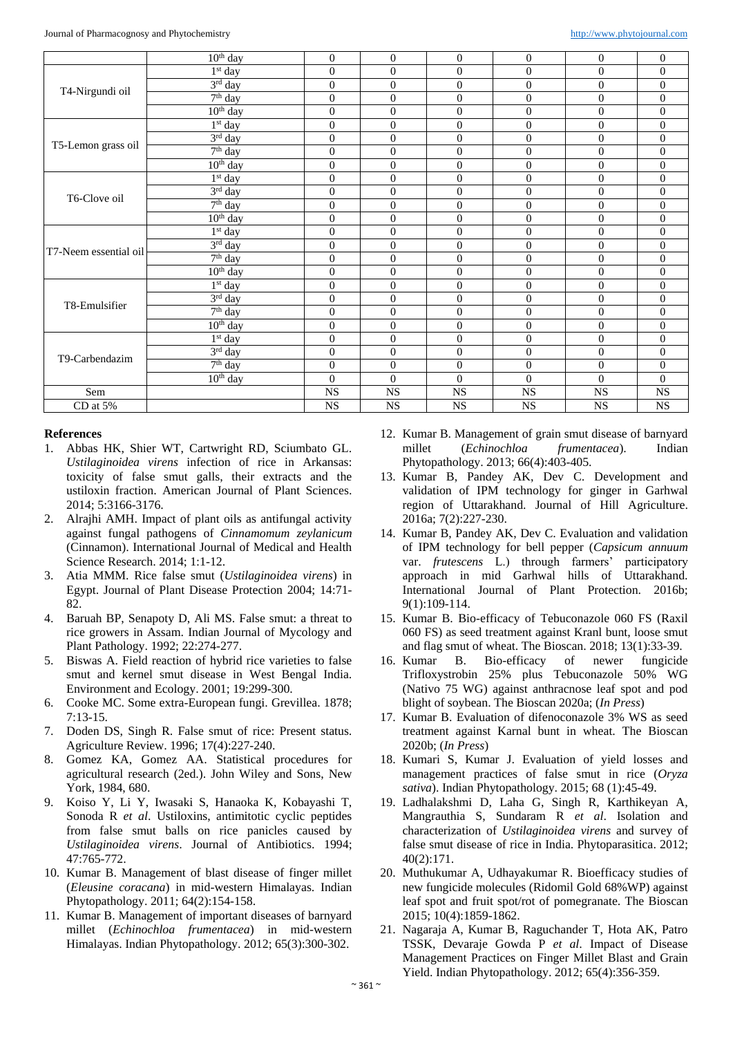| | 10th day | 0 | 0 | 0 | 0 | 0 | 0 |
|---|---|---|---|---|---|---|---|
| T4-Nirgundi oil | 1st day | 0 | 0 | 0 | 0 | 0 | 0 |
| | 3rd day | 0 | 0 | 0 | 0 | 0 | 0 |
| | 7th day | 0 | 0 | 0 | 0 | 0 | 0 |
| | 10th day | 0 | 0 | 0 | 0 | 0 | 0 |
| T5-Lemon grass oil | 1st day | 0 | 0 | 0 | 0 | 0 | 0 |
| | 3rd day | 0 | 0 | 0 | 0 | 0 | 0 |
| | 7th day | 0 | 0 | 0 | 0 | 0 | 0 |
| | 10th day | 0 | 0 | 0 | 0 | 0 | 0 |
| T6-Clove oil | 1st day | 0 | 0 | 0 | 0 | 0 | 0 |
| | 3rd day | 0 | 0 | 0 | 0 | 0 | 0 |
| | 7th day | 0 | 0 | 0 | 0 | 0 | 0 |
| | 10th day | 0 | 0 | 0 | 0 | 0 | 0 |
| T7-Neem essential oil | 1st day | 0 | 0 | 0 | 0 | 0 | 0 |
| | 3rd day | 0 | 0 | 0 | 0 | 0 | 0 |
| | 7th day | 0 | 0 | 0 | 0 | 0 | 0 |
| | 10th day | 0 | 0 | 0 | 0 | 0 | 0 |
| T8-Emulsifier | 1st day | 0 | 0 | 0 | 0 | 0 | 0 |
| | 3rd day | 0 | 0 | 0 | 0 | 0 | 0 |
| | 7th day | 0 | 0 | 0 | 0 | 0 | 0 |
| | 10th day | 0 | 0 | 0 | 0 | 0 | 0 |
| T9-Carbendazim | 1st day | 0 | 0 | 0 | 0 | 0 | 0 |
| | 3rd day | 0 | 0 | 0 | 0 | 0 | 0 |
| | 7th day | 0 | 0 | 0 | 0 | 0 | 0 |
| | 10th day | 0 | 0 | 0 | 0 | 0 | 0 |
| Sem | | NS | NS | NS | NS | NS | NS |
| CD at 5% | | NS | NS | NS | NS | NS | NS |

## References

1. Abbas HK, Shier WT, Cartwright RD, Sciumbato GL. *Ustilaginoidea virens* infection of rice in Arkansas: toxicity of false smut galls, their extracts and the ustiloxin fraction. American Journal of Plant Sciences. 2014; 5:3166-3176.
2. Alrajhi AMH. Impact of plant oils as antifungal activity against fungal pathogens of *Cinnamomum zeylanicum* (Cinnamon). International Journal of Medical and Health Science Research. 2014; 1:1-12.
3. Atia MMM. Rice false smut (*Ustilaginoidea virens*) in Egypt. Journal of Plant Disease Protection 2004; 14:71-82.
4. Baruah BP, Senapoty D, Ali MS. False smut: a threat to rice growers in Assam. Indian Journal of Mycology and Plant Pathology. 1992; 22:274-277.
5. Biswas A. Field reaction of hybrid rice varieties to false smut and kernel smut disease in West Bengal India. Environment and Ecology. 2001; 19:299-300.
6. Cooke MC. Some extra-European fungi. Grevillea. 1878; 7:13-15.
7. Doden DS, Singh R. False smut of rice: Present status. Agriculture Review. 1996; 17(4):227-240.
8. Gomez KA, Gomez AA. Statistical procedures for agricultural research (2ed.). John Wiley and Sons, New York, 1984, 680.
9. Koiso Y, Li Y, Iwasaki S, Hanaoka K, Kobayashi T, Sonoda R *et al*. Ustiloxins, antimitotic cyclic peptides from false smut balls on rice panicles caused by *Ustilaginoidea virens*. Journal of Antibiotics. 1994; 47:765-772.
10. Kumar B. Management of blast disease of finger millet (*Eleusine coracana*) in mid-western Himalayas. Indian Phytopathology. 2011; 64(2):154-158.
11. Kumar B. Management of important diseases of barnyard millet (*Echinochloa frumentacea*) in mid-western Himalayas. Indian Phytopathology. 2012; 65(3):300-302.
12. Kumar B. Management of grain smut disease of barnyard millet (*Echinochloa frumentacea*). Indian Phytopathology. 2013; 66(4):403-405.
13. Kumar B, Pandey AK, Dev C. Development and validation of IPM technology for ginger in Garhwal region of Uttarakhand. Journal of Hill Agriculture. 2016a; 7(2):227-230.
14. Kumar B, Pandey AK, Dev C. Evaluation and validation of IPM technology for bell pepper (*Capsicum annuum* var. *frutescens* L.) through farmers' participatory approach in mid Garhwal hills of Uttarakhand. International Journal of Plant Protection. 2016b; 9(1):109-114.
15. Kumar B. Bio-efficacy of Tebuconazole 060 FS (Raxil 060 FS) as seed treatment against Kranl bunt, loose smut and flag smut of wheat. The Bioscan. 2018; 13(1):33-39.
16. Kumar B. Bio-efficacy of newer fungicide Trifloxystrobin 25% plus Tebuconazole 50% WG (Nativo 75 WG) against anthracnose leaf spot and pod blight of soybean. The Bioscan 2020a; (*In Press*)
17. Kumar B. Evaluation of difenoconazole 3% WS as seed treatment against Karnal bunt in wheat. The Bioscan 2020b; (*In Press*)
18. Kumari S, Kumar J. Evaluation of yield losses and management practices of false smut in rice (*Oryza sativa*). Indian Phytopathology. 2015; 68 (1):45-49.
19. Ladhalakshmi D, Laha G, Singh R, Karthikeyan A, Mangrauthia S, Sundaram R *et al*. Isolation and characterization of *Ustilaginoidea virens* and survey of false smut disease of rice in India. Phytoparasitica. 2012; 40(2):171.
20. Muthukumar A, Udhayakumar R. Bioefficacy studies of new fungicide molecules (Ridomil Gold 68%WP) against leaf spot and fruit spot/rot of pomegranate. The Bioscan 2015; 10(4):1859-1862.
21. Nagaraja A, Kumar B, Raguchander T, Hota AK, Patro TSSK, Devaraje Gowda P *et al*. Impact of Disease Management Practices on Finger Millet Blast and Grain Yield. Indian Phytopathology. 2012; 65(4):356-359.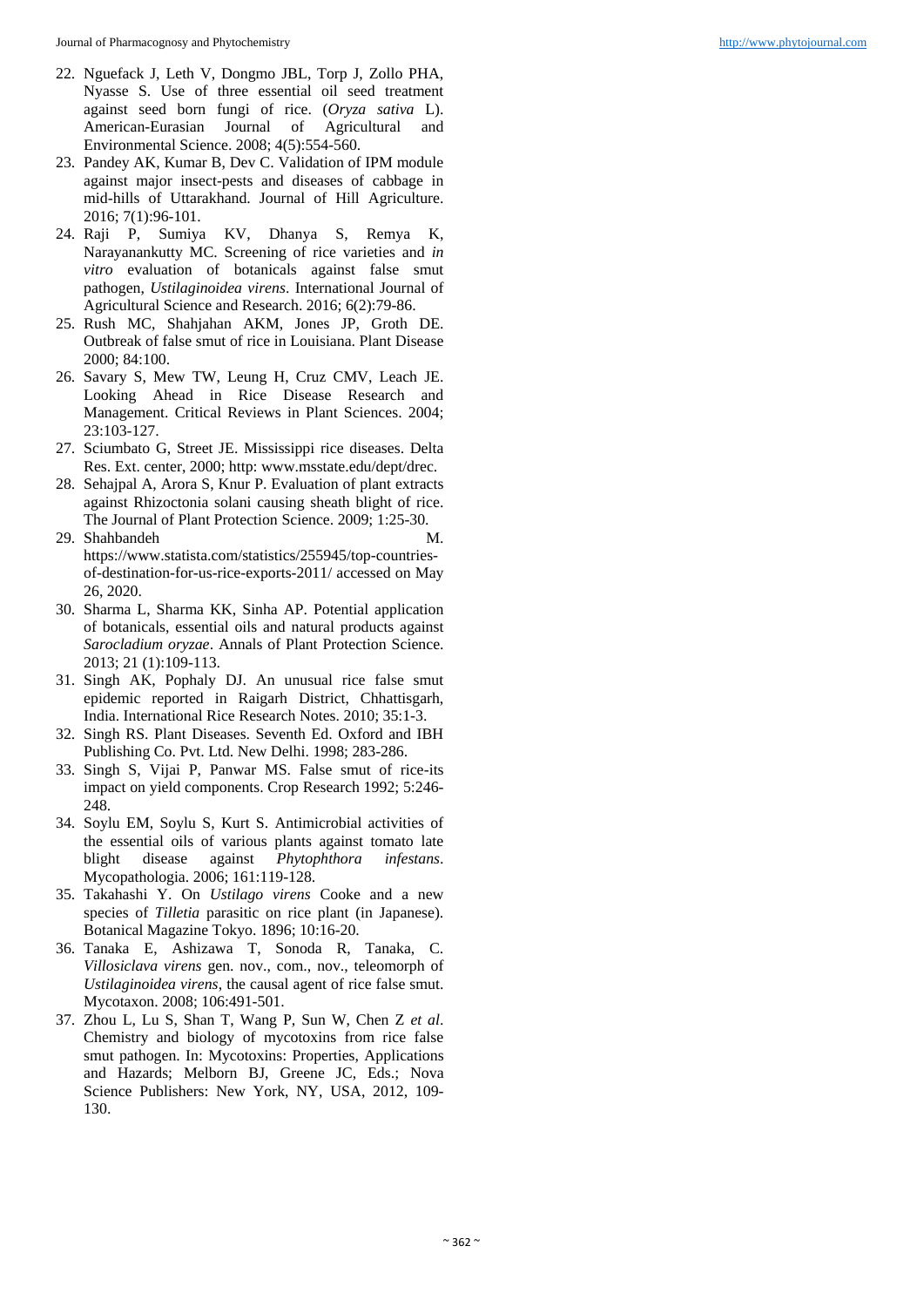22. Nguefack J, Leth V, Dongmo JBL, Torp J, Zollo PHA, Nyasse S. Use of three essential oil seed treatment against seed born fungi of rice. (*Oryza sativa* L). American-Eurasian Journal of Agricultural and Environmental Science. 2008; 4(5):554-560.
23. Pandey AK, Kumar B, Dev C. Validation of IPM module against major insect-pests and diseases of cabbage in mid-hills of Uttarakhand. Journal of Hill Agriculture. 2016; 7(1):96-101.
24. Raji P, Sumiya KV, Dhanya S, Remya K, Narayanankutty MC. Screening of rice varieties and *in vitro* evaluation of botanicals against false smut pathogen, *Ustilaginoidea virens*. International Journal of Agricultural Science and Research. 2016; 6(2):79-86.
25. Rush MC, Shahjahan AKM, Jones JP, Groth DE. Outbreak of false smut of rice in Louisiana. Plant Disease 2000; 84:100.
26. Savary S, Mew TW, Leung H, Cruz CMV, Leach JE. Looking Ahead in Rice Disease Research and Management. Critical Reviews in Plant Sciences. 2004; 23:103-127.
27. Sciumbato G, Street JE. Mississippi rice diseases. Delta Res. Ext. center, 2000; http: www.msstate.edu/dept/drec.
28. Sehajpal A, Arora S, Knur P. Evaluation of plant extracts against Rhizoctonia solani causing sheath blight of rice. The Journal of Plant Protection Science. 2009; 1:25-30.
29. Shahbandeh M. https://www.statista.com/statistics/255945/top-countries-of-destination-for-us-rice-exports-2011/ accessed on May 26, 2020.
30. Sharma L, Sharma KK, Sinha AP. Potential application of botanicals, essential oils and natural products against *Sarocladium oryzae*. Annals of Plant Protection Science. 2013; 21 (1):109-113.
31. Singh AK, Pophaly DJ. An unusual rice false smut epidemic reported in Raigarh District, Chhattisgarh, India. International Rice Research Notes. 2010; 35:1-3.
32. Singh RS. Plant Diseases. Seventh Ed. Oxford and IBH Publishing Co. Pvt. Ltd. New Delhi. 1998; 283-286.
33. Singh S, Vijai P, Panwar MS. False smut of rice-its impact on yield components. Crop Research 1992; 5:246-248.
34. Soylu EM, Soylu S, Kurt S. Antimicrobial activities of the essential oils of various plants against tomato late blight disease against *Phytophthora infestans*. Mycopathologia. 2006; 161:119-128.
35. Takahashi Y. On *Ustilago virens* Cooke and a new species of *Tilletia* parasitic on rice plant (in Japanese). Botanical Magazine Tokyo. 1896; 10:16-20.
36. Tanaka E, Ashizawa T, Sonoda R, Tanaka, C. *Villosiclava virens* gen. nov., com., nov., teleomorph of *Ustilaginoidea virens*, the causal agent of rice false smut. Mycotaxon. 2008; 106:491-501.
37. Zhou L, Lu S, Shan T, Wang P, Sun W, Chen Z *et al*. Chemistry and biology of mycotoxins from rice false smut pathogen. In: Mycotoxins: Properties, Applications and Hazards; Melborn BJ, Greene JC, Eds.; Nova Science Publishers: New York, NY, USA, 2012, 109-130.